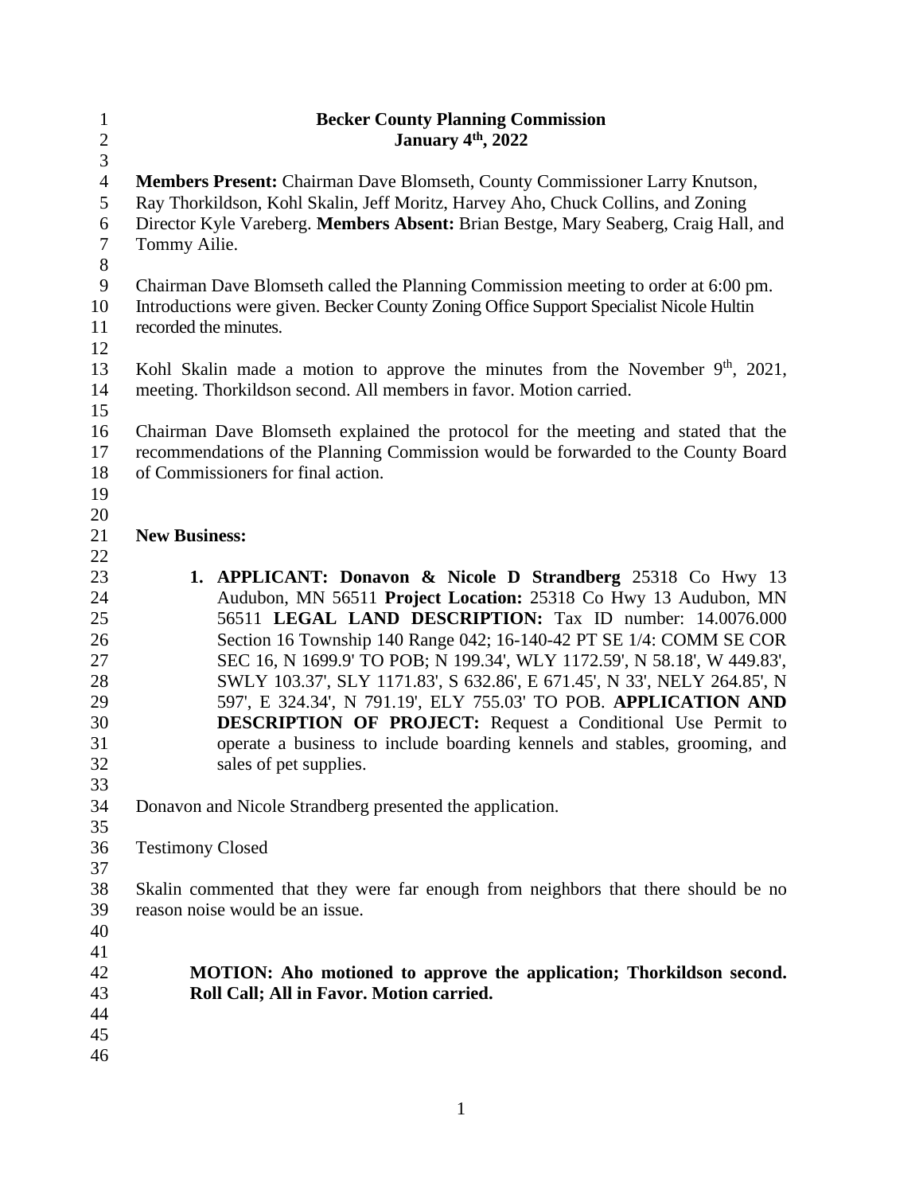# Becker County Planning Commission

## January 4th, 2022

**Members Present:** Chairman Dave Blomseth, County Commissioner Larry Knutson, Ray Thorkildson, Kohl Skalin, Jeff Moritz, Harvey Aho, Chuck Collins, and Zoning Director Kyle Vareberg. **Members Absent:** Brian Bestge, Mary Seaberg, Craig Hall, and Tommy Ailie.

Chairman Dave Blomseth called the Planning Commission meeting to order at 6:00 pm. Introductions were given. Becker County Zoning Office Support Specialist Nicole Hultin recorded the minutes.

Kohl Skalin made a motion to approve the minutes from the November 9th, 2021, meeting. Thorkildson second. All members in favor. Motion carried.

Chairman Dave Blomseth explained the protocol for the meeting and stated that the recommendations of the Planning Commission would be forwarded to the County Board of Commissioners for final action.

**New Business:**

1. **APPLICANT: Donavon & Nicole D Strandberg** 25318 Co Hwy 13 Audubon, MN 56511 **Project Location:** 25318 Co Hwy 13 Audubon, MN 56511 **LEGAL LAND DESCRIPTION:** Tax ID number: 14.0076.000 Section 16 Township 140 Range 042; 16-140-42 PT SE 1/4: COMM SE COR SEC 16, N 1699.9' TO POB; N 199.34', WLY 1172.59', N 58.18', W 449.83', SWLY 103.37', SLY 1171.83', S 632.86', E 671.45', N 33', NELY 264.85', N 597', E 324.34', N 791.19', ELY 755.03' TO POB. **APPLICATION AND DESCRIPTION OF PROJECT:** Request a Conditional Use Permit to operate a business to include boarding kennels and stables, grooming, and sales of pet supplies.

Donavon and Nicole Strandberg presented the application.

Testimony Closed

Skalin commented that they were far enough from neighbors that there should be no reason noise would be an issue.

**MOTION: Aho motioned to approve the application; Thorkildson second. Roll Call; All in Favor. Motion carried.**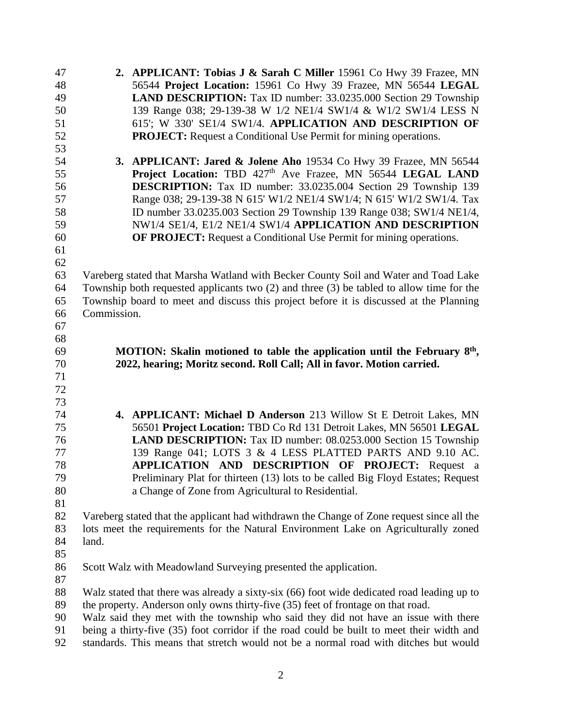2. **APPLICANT: Tobias J & Sarah C Miller** 15961 Co Hwy 39 Frazee, MN 56544 **Project Location:** 15961 Co Hwy 39 Frazee, MN 56544 **LEGAL LAND DESCRIPTION:** Tax ID number: 33.0235.000 Section 29 Township 139 Range 038; 29-139-38 W 1/2 NE1/4 SW1/4 & W1/2 SW1/4 LESS N 615'; W 330' SE1/4 SW1/4. **APPLICATION AND DESCRIPTION OF PROJECT:** Request a Conditional Use Permit for mining operations.

3. **APPLICANT: Jared & Jolene Aho** 19534 Co Hwy 39 Frazee, MN 56544 **Project Location:** TBD 427th Ave Frazee, MN 56544 **LEGAL LAND DESCRIPTION:** Tax ID number: 33.0235.004 Section 29 Township 139 Range 038; 29-139-38 N 615' W1/2 NE1/4 SW1/4; N 615' W1/2 SW1/4. Tax ID number 33.0235.003 Section 29 Township 139 Range 038; SW1/4 NE1/4, NW1/4 SE1/4, E1/2 NE1/4 SW1/4 **APPLICATION AND DESCRIPTION OF PROJECT:** Request a Conditional Use Permit for mining operations.

Vareberg stated that Marsha Watland with Becker County Soil and Water and Toad Lake Township both requested applicants two (2) and three (3) be tabled to allow time for the Township board to meet and discuss this project before it is discussed at the Planning Commission.

**MOTION: Skalin motioned to table the application until the February 8th, 2022, hearing; Moritz second. Roll Call; All in favor. Motion carried.**

4. **APPLICANT: Michael D Anderson** 213 Willow St E Detroit Lakes, MN 56501 **Project Location:** TBD Co Rd 131 Detroit Lakes, MN 56501 **LEGAL LAND DESCRIPTION:** Tax ID number: 08.0253.000 Section 15 Township 139 Range 041; LOTS 3 & 4 LESS PLATTED PARTS AND 9.10 AC. **APPLICATION AND DESCRIPTION OF PROJECT:** Request a Preliminary Plat for thirteen (13) lots to be called Big Floyd Estates; Request a Change of Zone from Agricultural to Residential.

Vareberg stated that the applicant had withdrawn the Change of Zone request since all the lots meet the requirements for the Natural Environment Lake on Agriculturally zoned land.

Scott Walz with Meadowland Surveying presented the application.

Walz stated that there was already a sixty-six (66) foot wide dedicated road leading up to the property. Anderson only owns thirty-five (35) feet of frontage on that road.
Walz said they met with the township who said they did not have an issue with there being a thirty-five (35) foot corridor if the road could be built to meet their width and standards. This means that stretch would not be a normal road with ditches but would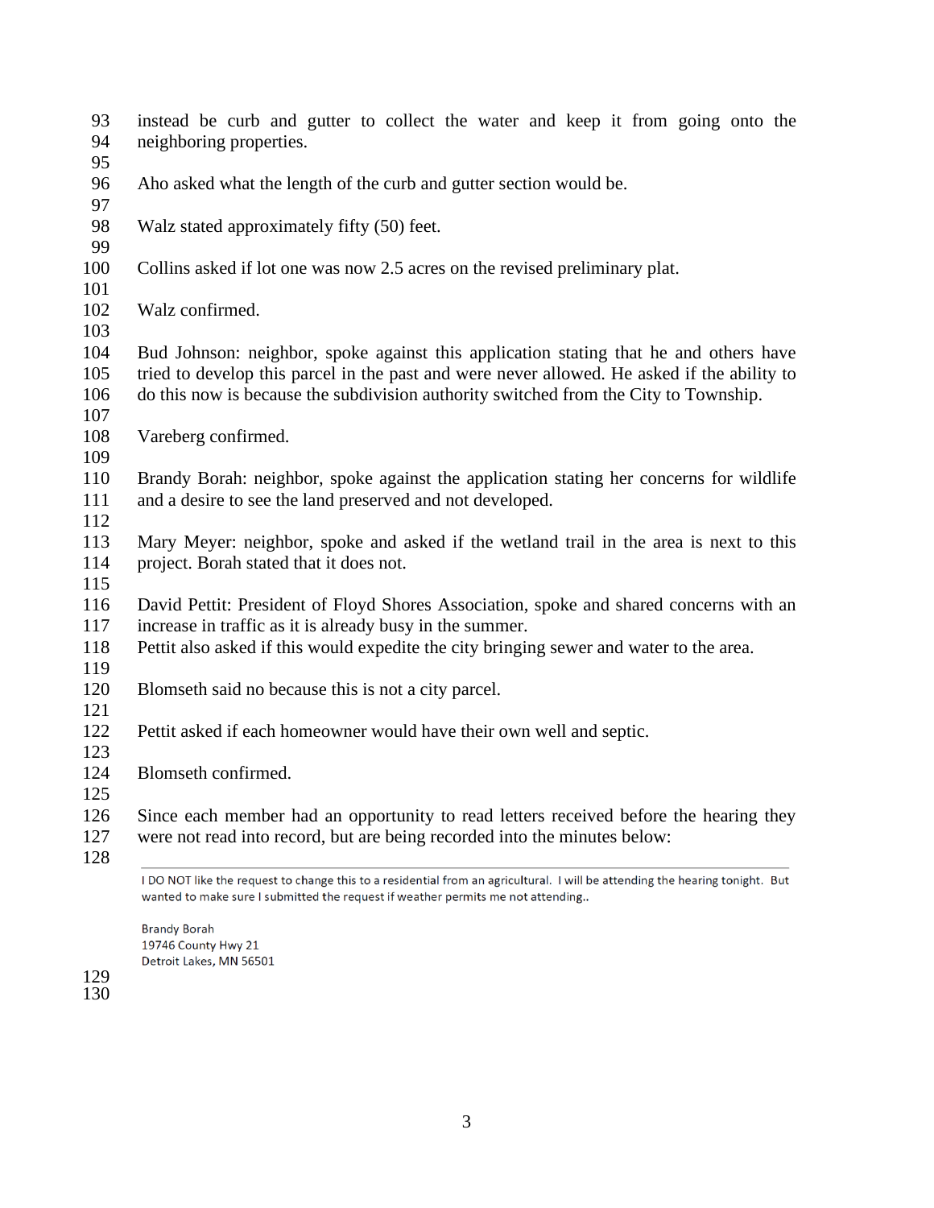instead be curb and gutter to collect the water and keep it from going onto the neighboring properties.

Aho asked what the length of the curb and gutter section would be.

Walz stated approximately fifty (50) feet.

Collins asked if lot one was now 2.5 acres on the revised preliminary plat.

Walz confirmed.

Bud Johnson: neighbor, spoke against this application stating that he and others have tried to develop this parcel in the past and were never allowed. He asked if the ability to do this now is because the subdivision authority switched from the City to Township.

Vareberg confirmed.

Brandy Borah: neighbor, spoke against the application stating her concerns for wildlife and a desire to see the land preserved and not developed.

Mary Meyer: neighbor, spoke and asked if the wetland trail in the area is next to this project. Borah stated that it does not.

David Pettit: President of Floyd Shores Association, spoke and shared concerns with an increase in traffic as it is already busy in the summer.
Pettit also asked if this would expedite the city bringing sewer and water to the area.

Blomseth said no because this is not a city parcel.

Pettit asked if each homeowner would have their own well and septic.

Blomseth confirmed.

Since each member had an opportunity to read letters received before the hearing they were not read into record, but are being recorded into the minutes below:

---

I DO NOT like the request to change this to a residential from an agricultural. I will be attending the hearing tonight. But wanted to make sure I submitted the request if weather permits me not attending..

Brandy Borah
19746 County Hwy 21
Detroit Lakes, MN 56501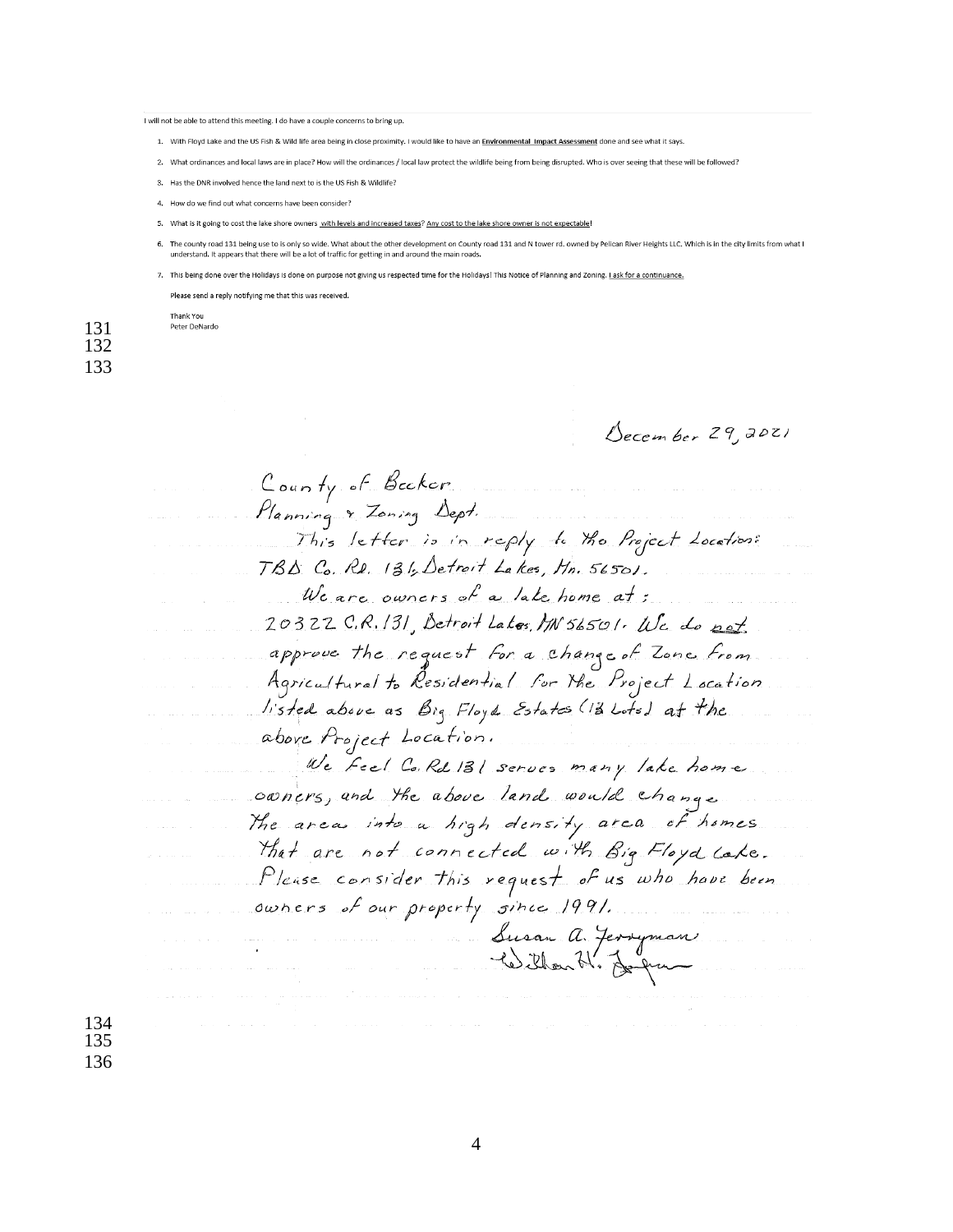I will not be able to attend this meeting. I do have a couple concerns to bring up.

1. With Floyd Lake and the US Fish & Wild life area being in close proximity. I would like to have an **Environmental Impact Assessment** done and see what it says.
2. What ordinances and local laws are in place? How will the ordinances / local law protect the wildlife being from being disrupted. Who is over seeing that these will be followed?
3. Has the DNR involved hence the land next to is the US Fish & Wildlife?
4. How do we find out what concerns have been consider?
5. What is it going to cost the lake shore owners with levels and increased taxes? Any cost to the lake shore owner is not expectable!
6. The county road 131 being use to is only so wide. What about the other development on County road 131 and N tower rd. owned by Pelican River Heights LLC. Which is in the city limits from what I understand. It appears that there will be a lot of traffic for getting in and around the main roads.
7. This being done over the Holidays is done on purpose not giving us respected time for the Holidays! This Notice of Planning and Zoning. I ask for a continuance.

Please send a reply notifying me that this was received.

Thank You
Peter DeNardo

December 29, 2021

County of Becker
Planning & Zoning Dept.

This letter is in reply to the Project Location: TBD Co. Rd. 131, Detroit Lakes, Mn. 56501.

We are owners of a lake home at: 20322 C.R. 131, Detroit Lakes, MN 56501. We do not approve the request for a change of Zone from Agricultural to Residential for the Project Location listed above as Big Floyd Estates (13 Lots) at the above Project Location.

We feel Co. Rd 131 serves many lake home owners, and the above land would change the area into a high density area of homes that are not connected with Big Floyd Lake. Please consider this request of us who have been owners of our property since 1991.

Susan A. Jerryman
William H. Jerryman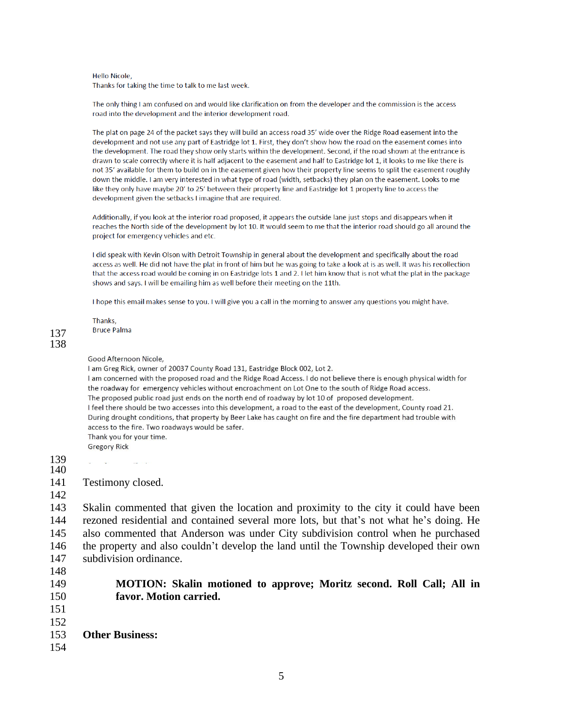Hello Nicole,
Thanks for taking the time to talk to me last week.

The only thing I am confused on and would like clarification on from the developer and the commission is the access road into the development and the interior development road.

The plat on page 24 of the packet says they will build an access road 35' wide over the Ridge Road easement into the development and not use any part of Eastridge lot 1. First, they don't show how the road on the easement comes into the development. The road they show only starts within the development. Second, if the road shown at the entrance is drawn to scale correctly where it is half adjacent to the easement and half to Eastridge lot 1, it looks to me like there is not 35' available for them to build on in the easement given how their property line seems to split the easement roughly down the middle. I am very interested in what type of road (width, setbacks) they plan on the easement. Looks to me like they only have maybe 20' to 25' between their property line and Eastridge lot 1 property line to access the development given the setbacks I imagine that are required.

Additionally, if you look at the interior road proposed, it appears the outside lane just stops and disappears when it reaches the North side of the development by lot 10. It would seem to me that the interior road should go all around the project for emergency vehicles and etc.

I did speak with Kevin Olson with Detroit Township in general about the development and specifically about the road access as well. He did not have the plat in front of him but he was going to take a look at is as well. It was his recollection that the access road would be coming in on Eastridge lots 1 and 2. I let him know that is not what the plat in the package shows and says. I will be emailing him as well before their meeting on the 11th.

I hope this email makes sense to you. I will give you a call in the morning to answer any questions you might have.

Thanks,
Bruce Palma

Good Afternoon Nicole,
I am Greg Rick, owner of 20037 County Road 131, Eastridge Block 002, Lot 2.
I am concerned with the proposed road and the Ridge Road Access. I do not believe there is enough physical width for the roadway for emergency vehicles without encroachment on Lot One to the south of Ridge Road access.
The proposed public road just ends on the north end of roadway by lot 10 of proposed development.
I feel there should be two accesses into this development, a road to the east of the development, County road 21.
During drought conditions, that property by Beer Lake has caught on fire and the fire department had trouble with access to the fire. Two roadways would be safer.
Thank you for your time.
Gregory Rick

Testimony closed.

Skalin commented that given the location and proximity to the city it could have been rezoned residential and contained several more lots, but that's not what he's doing. He also commented that Anderson was under City subdivision control when he purchased the property and also couldn't develop the land until the Township developed their own subdivision ordinance.

**MOTION: Skalin motioned to approve; Moritz second. Roll Call; All in favor. Motion carried.**

**Other Business:**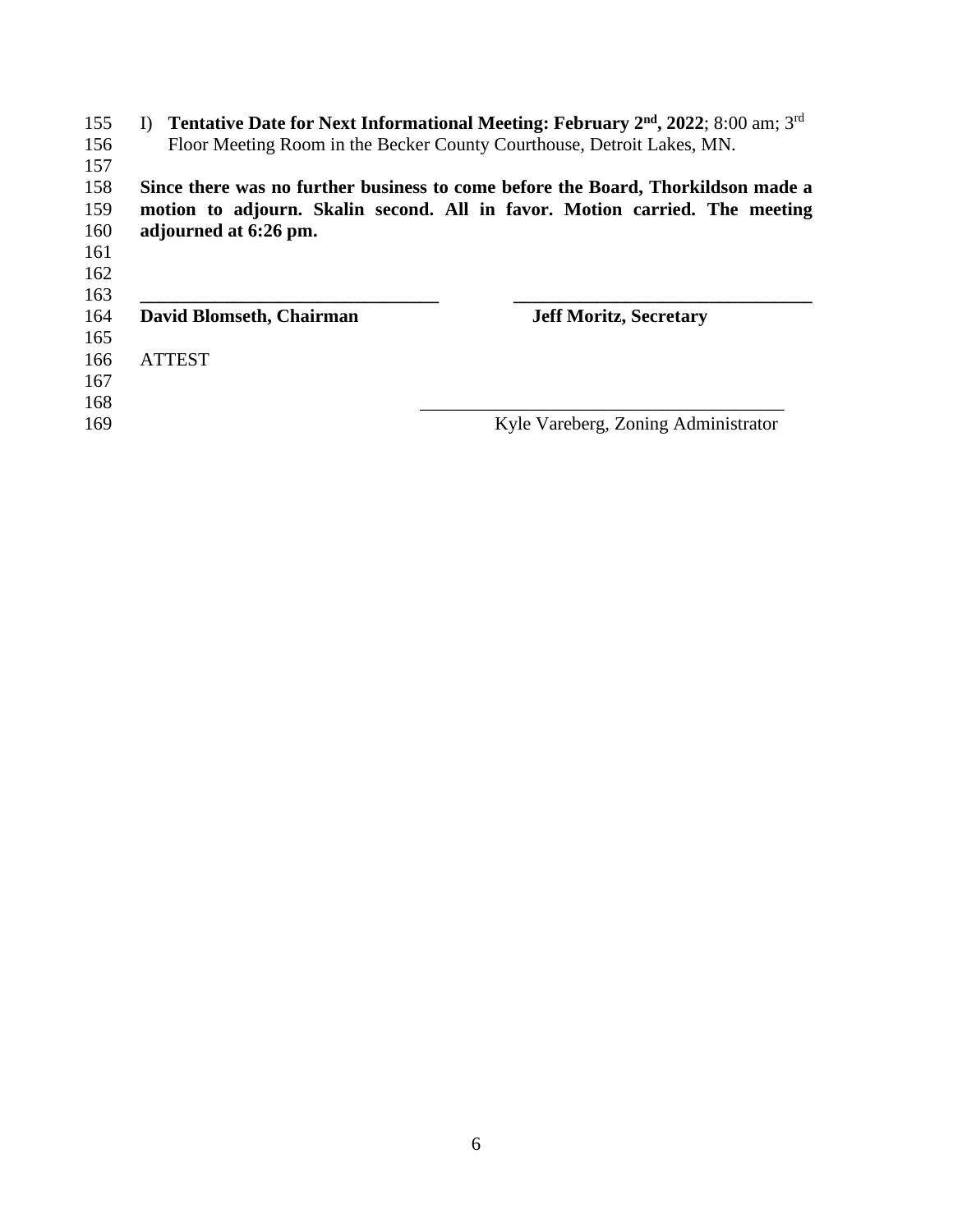I) **Tentative Date for Next Informational Meeting: February 2nd, 2022**; 8:00 am; 3rd Floor Meeting Room in the Becker County Courthouse, Detroit Lakes, MN.

**Since there was no further business to come before the Board, Thorkildson made a motion to adjourn. Skalin second. All in favor. Motion carried. The meeting adjourned at 6:26 pm.**

_______________________________ _______________________________

**David Blomseth, Chairman** **Jeff Moritz, Secretary**

ATTEST

_______________________________________

Kyle Vareberg, Zoning Administrator